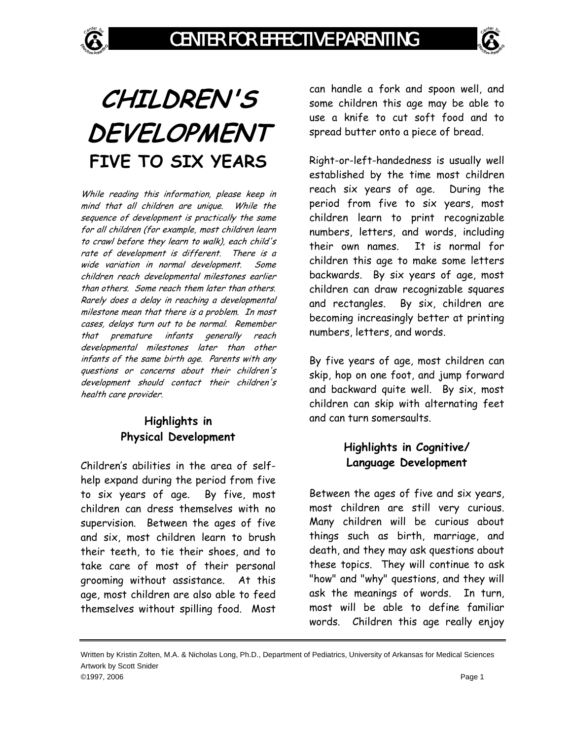# CHILDREN'S DEVELOPMENT

## FIVE TO SIX YEARS

*While reading this information, please keep in mind that all children are unique. While the sequence of development is practically the same for all children (for example, most children learn to crawl before they learn to walk), each child's rate of development is different. There is a wide variation in normal development. Some children reach developmental milestones earlier than others. Some reach them later than others. Rarely does a delay in reaching a developmental milestone mean that there is a problem. In most cases, delays turn out to be normal. Remember that premature infants generally reach developmental milestones later than other infants of the same birth age. Parents with any questions or concerns about their children's development should contact their children's health care provider.*

### Highlights in Physical Development

Children's abilities in the area of self-help expand during the period from five to six years of age. By five, most children can dress themselves with no supervision. Between the ages of five and six, most children learn to brush their teeth, to tie their shoes, and to take care of most of their personal grooming without assistance. At this age, most children are also able to feed themselves without spilling food. Most can handle a fork and spoon well, and some children this age may be able to use a knife to cut soft food and to spread butter onto a piece of bread.

Right-or-left-handedness is usually well established by the time most children reach six years of age. During the period from five to six years, most children learn to print recognizable numbers, letters, and words, including their own names. It is normal for children this age to make some letters backwards. By six years of age, most children can draw recognizable squares and rectangles. By six, children are becoming increasingly better at printing numbers, letters, and words.

By five years of age, most children can skip, hop on one foot, and jump forward and backward quite well. By six, most children can skip with alternating feet and can turn somersaults.

### Highlights in Cognitive/ Language Development

Between the ages of five and six years, most children are still very curious. Many children will be curious about things such as birth, marriage, and death, and they may ask questions about these topics. They will continue to ask "how" and "why" questions, and they will ask the meanings of words. In turn, most will be able to define familiar words. Children this age really enjoy

Written by Kristin Zolten, M.A. & Nicholas Long, Ph.D., Department of Pediatrics, University of Arkansas for Medical Sciences
Artwork by Scott Snider
©1997, 2006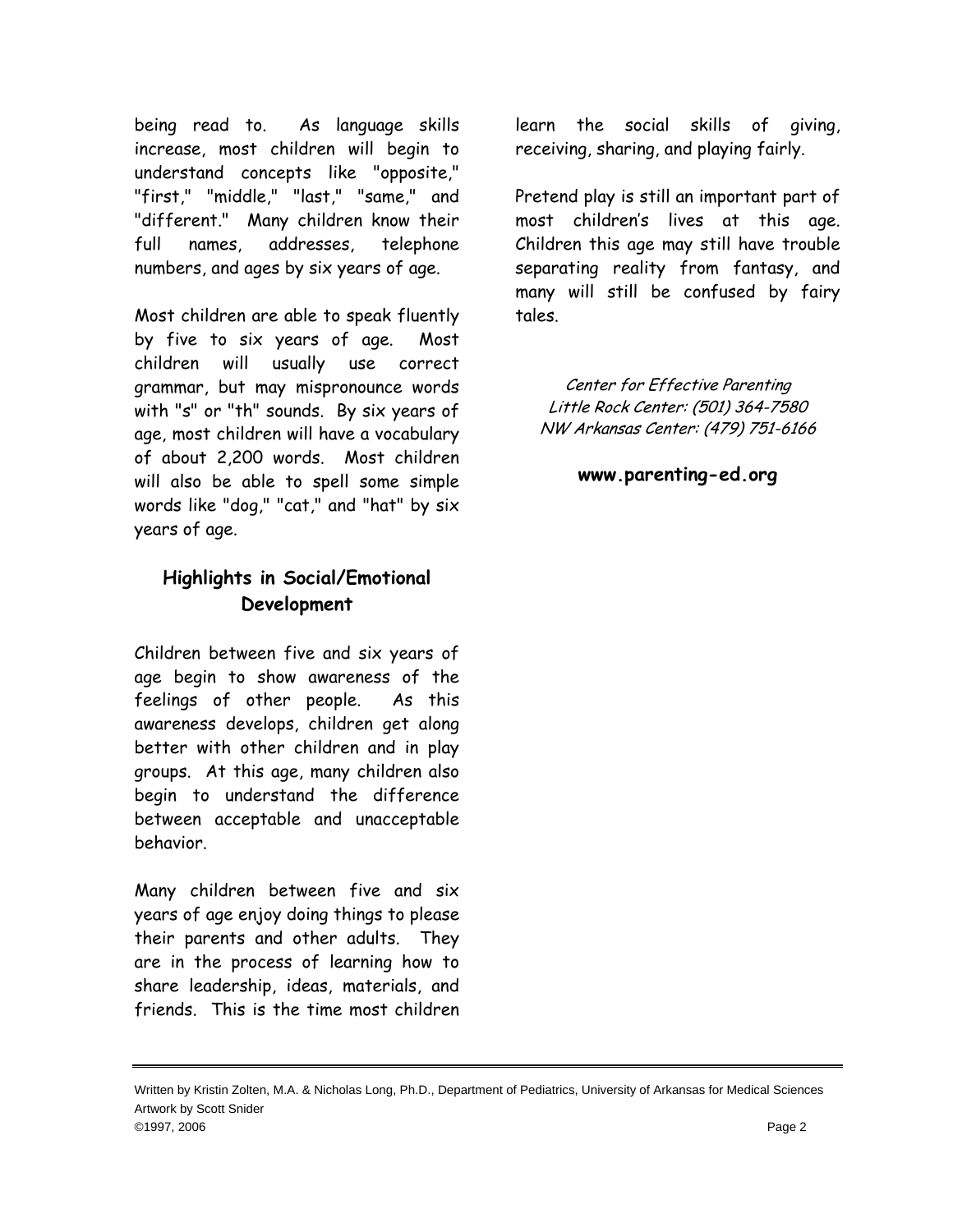being read to. As language skills increase, most children will begin to understand concepts like "opposite," "first," "middle," "last," "same," and "different." Many children know their full names, addresses, telephone numbers, and ages by six years of age.

Most children are able to speak fluently by five to six years of age. Most children will usually use correct grammar, but may mispronounce words with "s" or "th" sounds. By six years of age, most children will have a vocabulary of about 2,200 words. Most children will also be able to spell some simple words like "dog," "cat," and "hat" by six years of age.

## Highlights in Social/Emotional Development

Children between five and six years of age begin to show awareness of the feelings of other people. As this awareness develops, children get along better with other children and in play groups. At this age, many children also begin to understand the difference between acceptable and unacceptable behavior.

Many children between five and six years of age enjoy doing things to please their parents and other adults. They are in the process of learning how to share leadership, ideas, materials, and friends. This is the time most children learn the social skills of giving, receiving, sharing, and playing fairly.

Pretend play is still an important part of most children's lives at this age. Children this age may still have trouble separating reality from fantasy, and many will still be confused by fairy tales.

*Center for Effective Parenting*
*Little Rock Center: (501) 364-7580*
*NW Arkansas Center: (479) 751-6166*

**www.parenting-ed.org**

Written by Kristin Zolten, M.A. & Nicholas Long, Ph.D., Department of Pediatrics, University of Arkansas for Medical Sciences
Artwork by Scott Snider
©1997, 2006